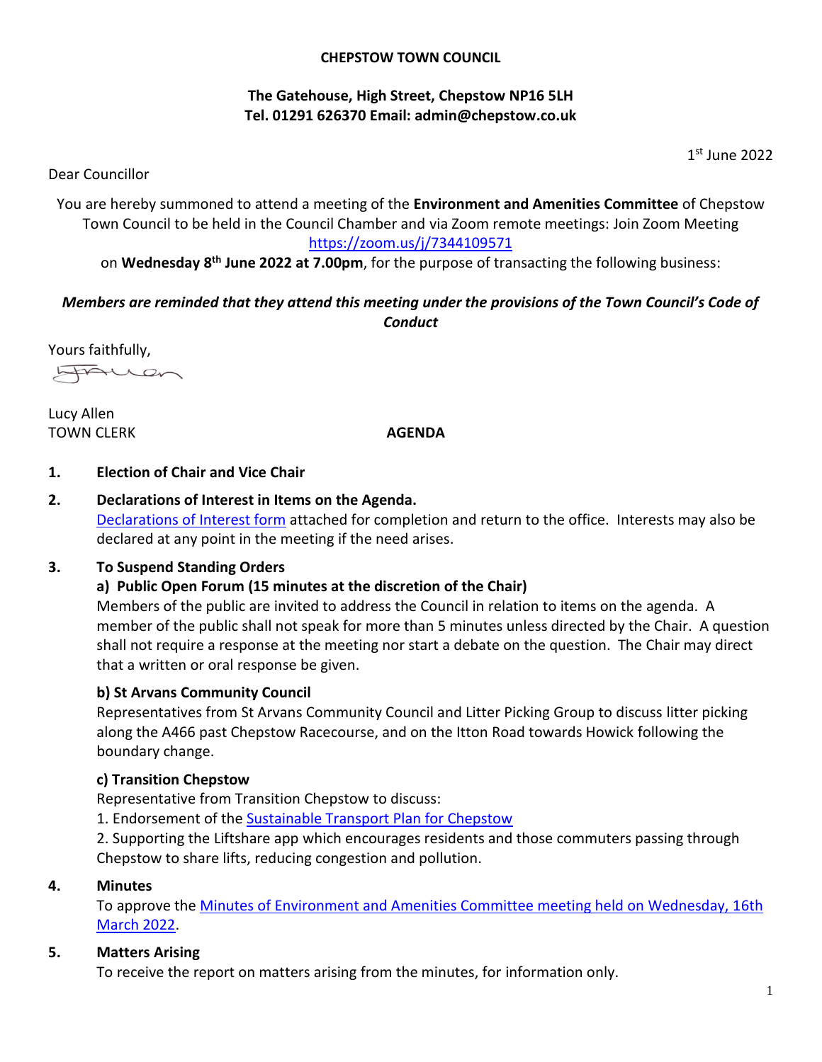**CHEPSTOW TOWN COUNCIL**

**The Gatehouse, High Street, Chepstow NP16 5LH**
**Tel. 01291 626370 Email: admin@chepstow.co.uk**

1st June 2022

Dear Councillor

You are hereby summoned to attend a meeting of the **Environment and Amenities Committee** of Chepstow Town Council to be held in the Council Chamber and via Zoom remote meetings: Join Zoom Meeting [https://zoom.us/j/7344109571](https://zoom.us/j/7344109571)
on **Wednesday 8th June 2022 at 7.00pm**, for the purpose of transacting the following business:

***Members are reminded that they attend this meeting under the provisions of the Town Council's Code of Conduct***

Yours faithfully,

Lucy Allen
TOWN CLERK

**AGENDA**

**1. Election of Chair and Vice Chair**

**2. Declarations of Interest in Items on the Agenda.**
[Declarations of Interest form](#) attached for completion and return to the office. Interests may also be declared at any point in the meeting if the need arises.

**3. To Suspend Standing Orders**

**a) Public Open Forum (15 minutes at the discretion of the Chair)**
Members of the public are invited to address the Council in relation to items on the agenda. A member of the public shall not speak for more than 5 minutes unless directed by the Chair. A question shall not require a response at the meeting nor start a debate on the question. The Chair may direct that a written or oral response be given.

**b) St Arvans Community Council**
Representatives from St Arvans Community Council and Litter Picking Group to discuss litter picking along the A466 past Chepstow Racecourse, and on the Itton Road towards Howick following the boundary change.

**c) Transition Chepstow**
Representative from Transition Chepstow to discuss:
1. Endorsement of the [Sustainable Transport Plan for Chepstow](#)
2. Supporting the Liftshare app which encourages residents and those commuters passing through Chepstow to share lifts, reducing congestion and pollution.

**4. Minutes**
To approve the [Minutes of Environment and Amenities Committee meeting held on Wednesday, 16th March 2022](#).

**5. Matters Arising**
To receive the report on matters arising from the minutes, for information only.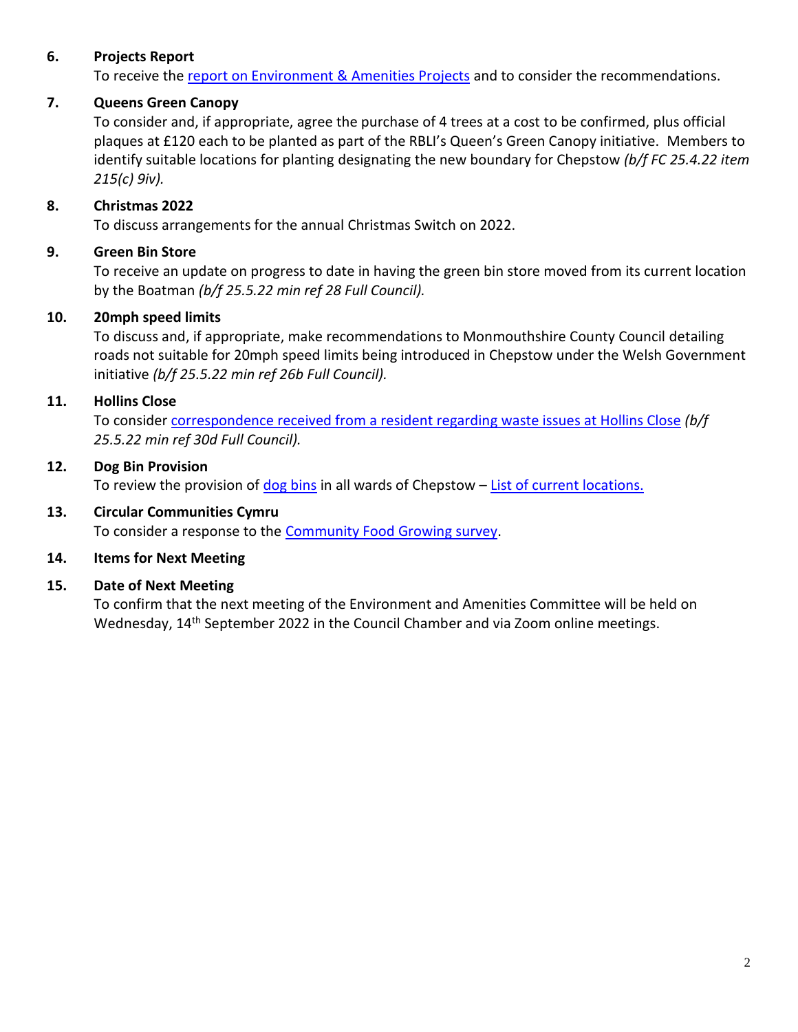**6. Projects Report**

To receive the report on Environment & Amenities Projects and to consider the recommendations.

**7. Queens Green Canopy**

To consider and, if appropriate, agree the purchase of 4 trees at a cost to be confirmed, plus official plaques at £120 each to be planted as part of the RBLI's Queen's Green Canopy initiative. Members to identify suitable locations for planting designating the new boundary for Chepstow *(b/f FC 25.4.22 item 215(c) 9iv).*

**8. Christmas 2022**

To discuss arrangements for the annual Christmas Switch on 2022.

**9. Green Bin Store**

To receive an update on progress to date in having the green bin store moved from its current location by the Boatman *(b/f 25.5.22 min ref 28 Full Council).*

**10. 20mph speed limits**

To discuss and, if appropriate, make recommendations to Monmouthshire County Council detailing roads not suitable for 20mph speed limits being introduced in Chepstow under the Welsh Government initiative *(b/f 25.5.22 min ref 26b Full Council).*

**11. Hollins Close**

To consider correspondence received from a resident regarding waste issues at Hollins Close *(b/f 25.5.22 min ref 30d Full Council).*

**12. Dog Bin Provision**

To review the provision of dog bins in all wards of Chepstow – List of current locations.

**13. Circular Communities Cymru**

To consider a response to the Community Food Growing survey.

**14. Items for Next Meeting**

**15. Date of Next Meeting**

To confirm that the next meeting of the Environment and Amenities Committee will be held on Wednesday, 14th September 2022 in the Council Chamber and via Zoom online meetings.